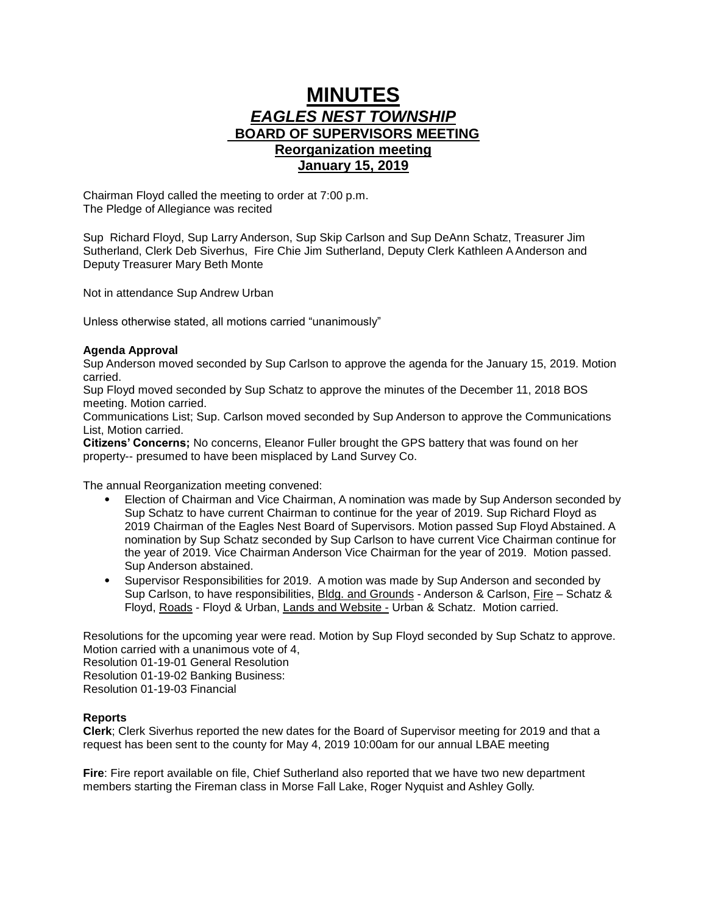# MINUTES

## *EAGLES NEST TOWNSHIP*

### BOARD OF SUPERVISORS MEETING

### Reorganization meeting

### January 15, 2019

Chairman Floyd called the meeting to order at 7:00 p.m.
The Pledge of Allegiance was recited

Sup Richard Floyd, Sup Larry Anderson, Sup Skip Carlson and Sup DeAnn Schatz, Treasurer Jim Sutherland, Clerk Deb Siverhus, Fire Chie Jim Sutherland, Deputy Clerk Kathleen A Anderson and Deputy Treasurer Mary Beth Monte

Not in attendance Sup Andrew Urban

Unless otherwise stated, all motions carried "unanimously"

**Agenda Approval**
Sup Anderson moved seconded by Sup Carlson to approve the agenda for the January 15, 2019. Motion carried.
Sup Floyd moved seconded by Sup Schatz to approve the minutes of the December 11, 2018 BOS meeting. Motion carried.
Communications List; Sup. Carlson moved seconded by Sup Anderson to approve the Communications List, Motion carried.
**Citizens' Concerns;** No concerns, Eleanor Fuller brought the GPS battery that was found on her property-- presumed to have been misplaced by Land Survey Co.

The annual Reorganization meeting convened:

- Election of Chairman and Vice Chairman, A nomination was made by Sup Anderson seconded by Sup Schatz to have current Chairman to continue for the year of 2019. Sup Richard Floyd as 2019 Chairman of the Eagles Nest Board of Supervisors. Motion passed Sup Floyd Abstained. A nomination by Sup Schatz seconded by Sup Carlson to have current Vice Chairman continue for the year of 2019. Vice Chairman Anderson Vice Chairman for the year of 2019. Motion passed. Sup Anderson abstained.
- Supervisor Responsibilities for 2019. A motion was made by Sup Anderson and seconded by Sup Carlson, to have responsibilities, <u>Bldg. and Grounds</u> - Anderson & Carlson, <u>Fire</u> – Schatz & Floyd, <u>Roads</u> - Floyd & Urban, <u>Lands and Website -</u> Urban & Schatz. Motion carried.

Resolutions for the upcoming year were read. Motion by Sup Floyd seconded by Sup Schatz to approve. Motion carried with a unanimous vote of 4,
Resolution 01-19-01 General Resolution
Resolution 01-19-02 Banking Business:
Resolution 01-19-03 Financial

**Reports**
**Clerk**; Clerk Siverhus reported the new dates for the Board of Supervisor meeting for 2019 and that a request has been sent to the county for May 4, 2019 10:00am for our annual LBAE meeting

**Fire**: Fire report available on file, Chief Sutherland also reported that we have two new department members starting the Fireman class in Morse Fall Lake, Roger Nyquist and Ashley Golly.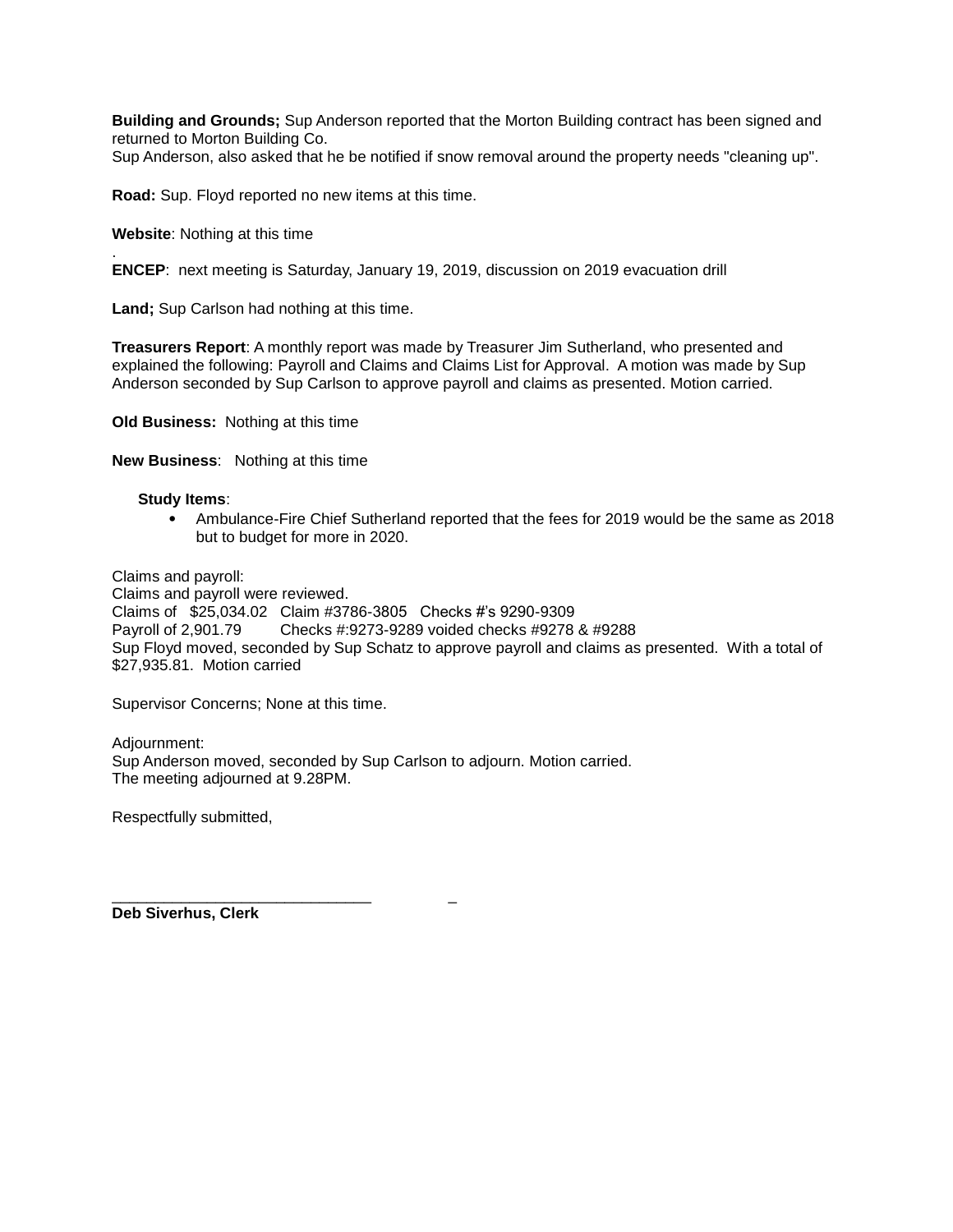**Building and Grounds;** Sup Anderson reported that the Morton Building contract has been signed and returned to Morton Building Co.
Sup Anderson, also asked that he be notified if snow removal around the property needs "cleaning up".

**Road:** Sup. Floyd reported no new items at this time.

**Website**: Nothing at this time
.
**ENCEP**: next meeting is Saturday, January 19, 2019, discussion on 2019 evacuation drill

**Land;** Sup Carlson had nothing at this time.

**Treasurers Report**: A monthly report was made by Treasurer Jim Sutherland, who presented and explained the following: Payroll and Claims and Claims List for Approval. A motion was made by Sup Anderson seconded by Sup Carlson to approve payroll and claims as presented. Motion carried.

**Old Business:** Nothing at this time

**New Business**: Nothing at this time

**Study Items**:

- Ambulance-Fire Chief Sutherland reported that the fees for 2019 would be the same as 2018 but to budget for more in 2020.

Claims and payroll:
Claims and payroll were reviewed.
Claims of $25,034.02 Claim #3786-3805 Checks #'s 9290-9309
Payroll of 2,901.79 Checks #:9273-9289 voided checks #9278 & #9288
Sup Floyd moved, seconded by Sup Schatz to approve payroll and claims as presented. With a total of $27,935.81. Motion carried

Supervisor Concerns; None at this time.

Adjournment:
Sup Anderson moved, seconded by Sup Carlson to adjourn. Motion carried.
The meeting adjourned at 9.28PM.

Respectfully submitted,

______________________________ _
**Deb Siverhus, Clerk**